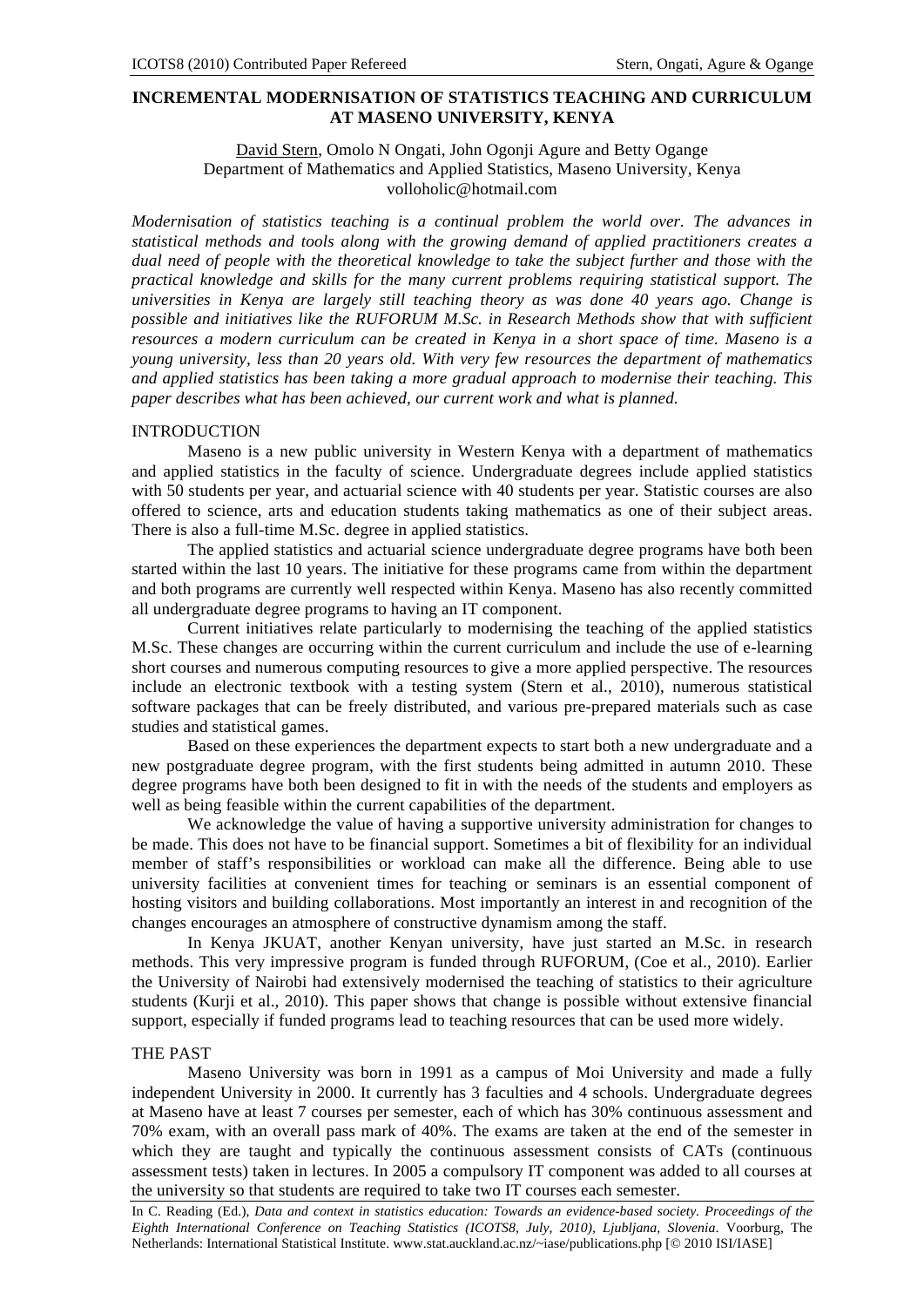# INCREMENTAL MODERNISATION OF STATISTICS TEACHING AND CURRICULUM AT MASENO UNIVERSITY, KENYA

David Stern, Omolo N Ongati, John Ogonji Agure and Betty Ogange
Department of Mathematics and Applied Statistics, Maseno University, Kenya
volloholic@hotmail.com

*Modernisation of statistics teaching is a continual problem the world over. The advances in statistical methods and tools along with the growing demand of applied practitioners creates a dual need of people with the theoretical knowledge to take the subject further and those with the practical knowledge and skills for the many current problems requiring statistical support. The universities in Kenya are largely still teaching theory as was done 40 years ago. Change is possible and initiatives like the RUFORUM M.Sc. in Research Methods show that with sufficient resources a modern curriculum can be created in Kenya in a short space of time. Maseno is a young university, less than 20 years old. With very few resources the department of mathematics and applied statistics has been taking a more gradual approach to modernise their teaching. This paper describes what has been achieved, our current work and what is planned.*

## INTRODUCTION

Maseno is a new public university in Western Kenya with a department of mathematics and applied statistics in the faculty of science. Undergraduate degrees include applied statistics with 50 students per year, and actuarial science with 40 students per year. Statistic courses are also offered to science, arts and education students taking mathematics as one of their subject areas. There is also a full-time M.Sc. degree in applied statistics.

The applied statistics and actuarial science undergraduate degree programs have both been started within the last 10 years. The initiative for these programs came from within the department and both programs are currently well respected within Kenya. Maseno has also recently committed all undergraduate degree programs to having an IT component.

Current initiatives relate particularly to modernising the teaching of the applied statistics M.Sc. These changes are occurring within the current curriculum and include the use of e-learning short courses and numerous computing resources to give a more applied perspective. The resources include an electronic textbook with a testing system (Stern et al., 2010), numerous statistical software packages that can be freely distributed, and various pre-prepared materials such as case studies and statistical games.

Based on these experiences the department expects to start both a new undergraduate and a new postgraduate degree program, with the first students being admitted in autumn 2010. These degree programs have both been designed to fit in with the needs of the students and employers as well as being feasible within the current capabilities of the department.

We acknowledge the value of having a supportive university administration for changes to be made. This does not have to be financial support. Sometimes a bit of flexibility for an individual member of staff's responsibilities or workload can make all the difference. Being able to use university facilities at convenient times for teaching or seminars is an essential component of hosting visitors and building collaborations. Most importantly an interest in and recognition of the changes encourages an atmosphere of constructive dynamism among the staff.

In Kenya JKUAT, another Kenyan university, have just started an M.Sc. in research methods. This very impressive program is funded through RUFORUM, (Coe et al., 2010). Earlier the University of Nairobi had extensively modernised the teaching of statistics to their agriculture students (Kurji et al., 2010). This paper shows that change is possible without extensive financial support, especially if funded programs lead to teaching resources that can be used more widely.

## THE PAST

Maseno University was born in 1991 as a campus of Moi University and made a fully independent University in 2000. It currently has 3 faculties and 4 schools. Undergraduate degrees at Maseno have at least 7 courses per semester, each of which has 30% continuous assessment and 70% exam, with an overall pass mark of 40%. The exams are taken at the end of the semester in which they are taught and typically the continuous assessment consists of CATs (continuous assessment tests) taken in lectures. In 2005 a compulsory IT component was added to all courses at the university so that students are required to take two IT courses each semester.

In C. Reading (Ed.), *Data and context in statistics education: Towards an evidence-based society. Proceedings of the Eighth International Conference on Teaching Statistics (ICOTS8, July, 2010), Ljubljana, Slovenia*. Voorburg, The Netherlands: International Statistical Institute. www.stat.auckland.ac.nz/~iase/publications.php [© 2010 ISI/IASE]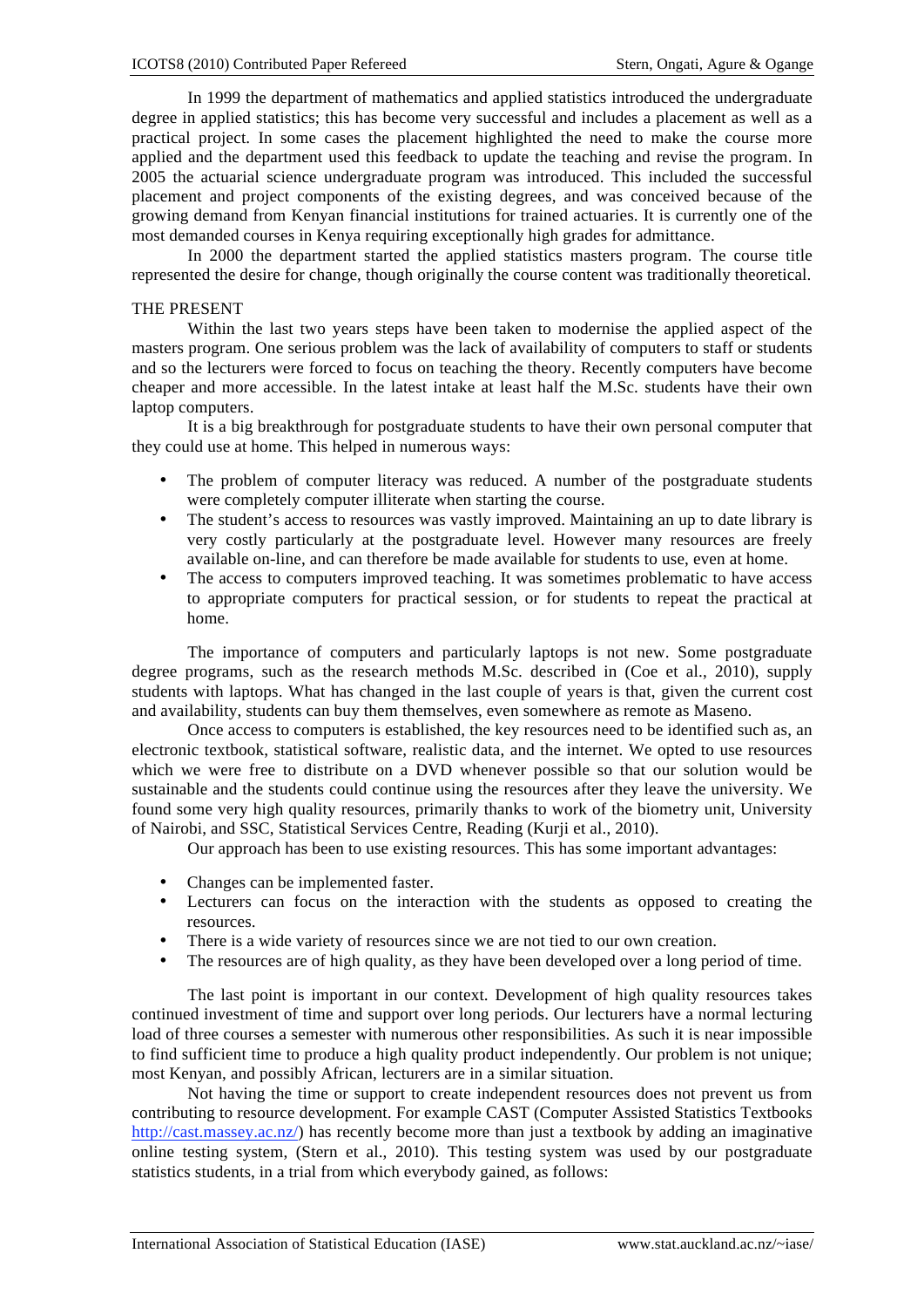In 1999 the department of mathematics and applied statistics introduced the undergraduate degree in applied statistics; this has become very successful and includes a placement as well as a practical project. In some cases the placement highlighted the need to make the course more applied and the department used this feedback to update the teaching and revise the program. In 2005 the actuarial science undergraduate program was introduced. This included the successful placement and project components of the existing degrees, and was conceived because of the growing demand from Kenyan financial institutions for trained actuaries. It is currently one of the most demanded courses in Kenya requiring exceptionally high grades for admittance.

In 2000 the department started the applied statistics masters program. The course title represented the desire for change, though originally the course content was traditionally theoretical.

## THE PRESENT

Within the last two years steps have been taken to modernise the applied aspect of the masters program. One serious problem was the lack of availability of computers to staff or students and so the lecturers were forced to focus on teaching the theory. Recently computers have become cheaper and more accessible. In the latest intake at least half the M.Sc. students have their own laptop computers.

It is a big breakthrough for postgraduate students to have their own personal computer that they could use at home. This helped in numerous ways:

- The problem of computer literacy was reduced. A number of the postgraduate students were completely computer illiterate when starting the course.
- The student's access to resources was vastly improved. Maintaining an up to date library is very costly particularly at the postgraduate level. However many resources are freely available on-line, and can therefore be made available for students to use, even at home.
- The access to computers improved teaching. It was sometimes problematic to have access to appropriate computers for practical session, or for students to repeat the practical at home.

The importance of computers and particularly laptops is not new. Some postgraduate degree programs, such as the research methods M.Sc. described in (Coe et al., 2010), supply students with laptops. What has changed in the last couple of years is that, given the current cost and availability, students can buy them themselves, even somewhere as remote as Maseno.

Once access to computers is established, the key resources need to be identified such as, an electronic textbook, statistical software, realistic data, and the internet. We opted to use resources which we were free to distribute on a DVD whenever possible so that our solution would be sustainable and the students could continue using the resources after they leave the university. We found some very high quality resources, primarily thanks to work of the biometry unit, University of Nairobi, and SSC, Statistical Services Centre, Reading (Kurji et al., 2010).

Our approach has been to use existing resources. This has some important advantages:

- Changes can be implemented faster.
- Lecturers can focus on the interaction with the students as opposed to creating the resources.
- There is a wide variety of resources since we are not tied to our own creation.
- The resources are of high quality, as they have been developed over a long period of time.

The last point is important in our context. Development of high quality resources takes continued investment of time and support over long periods. Our lecturers have a normal lecturing load of three courses a semester with numerous other responsibilities. As such it is near impossible to find sufficient time to produce a high quality product independently. Our problem is not unique; most Kenyan, and possibly African, lecturers are in a similar situation.

Not having the time or support to create independent resources does not prevent us from contributing to resource development. For example CAST (Computer Assisted Statistics Textbooks http://cast.massey.ac.nz/) has recently become more than just a textbook by adding an imaginative online testing system, (Stern et al., 2010). This testing system was used by our postgraduate statistics students, in a trial from which everybody gained, as follows: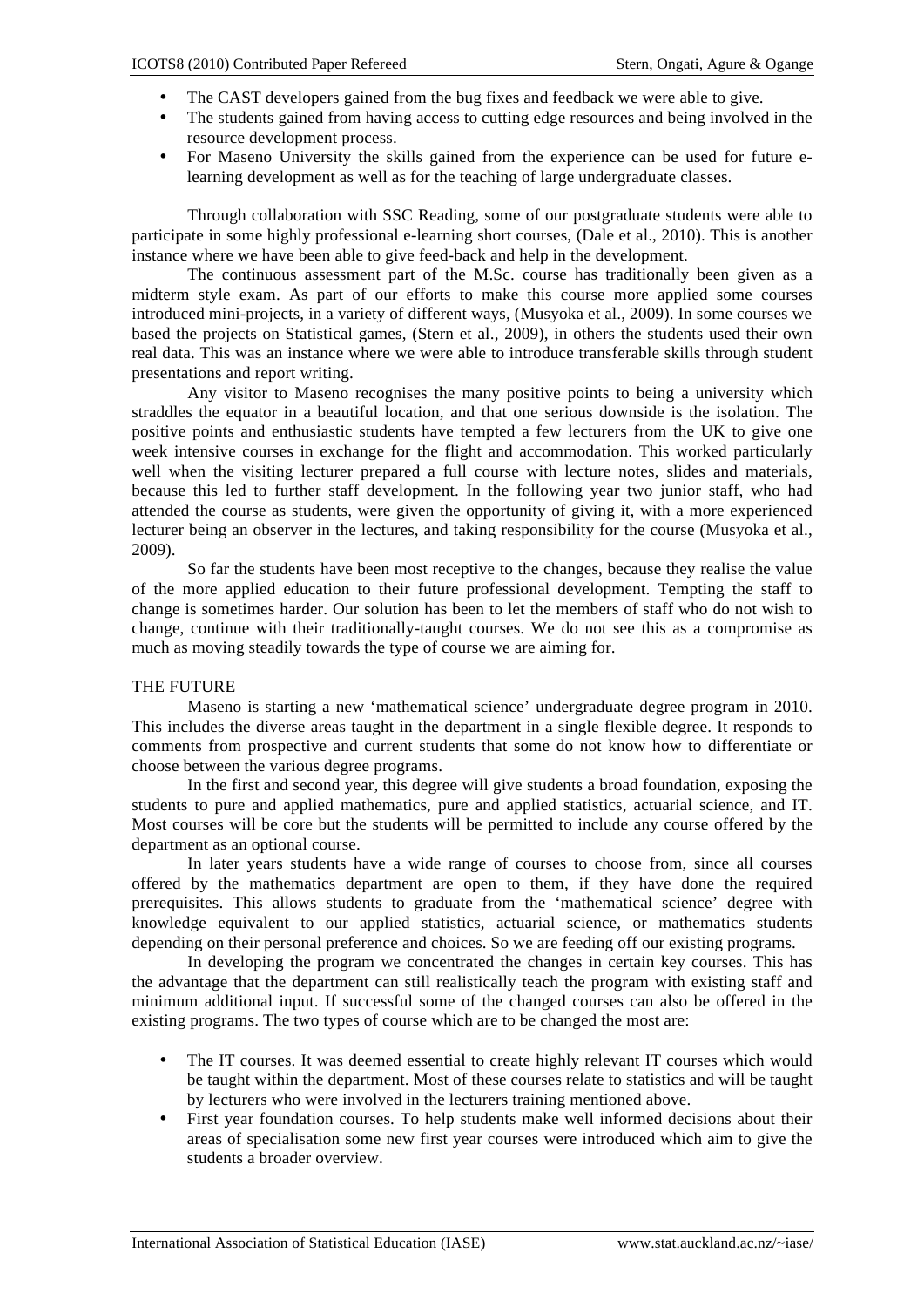- The CAST developers gained from the bug fixes and feedback we were able to give.
- The students gained from having access to cutting edge resources and being involved in the resource development process.
- For Maseno University the skills gained from the experience can be used for future e-learning development as well as for the teaching of large undergraduate classes.

Through collaboration with SSC Reading, some of our postgraduate students were able to participate in some highly professional e-learning short courses, (Dale et al., 2010). This is another instance where we have been able to give feed-back and help in the development.

The continuous assessment part of the M.Sc. course has traditionally been given as a midterm style exam. As part of our efforts to make this course more applied some courses introduced mini-projects, in a variety of different ways, (Musyoka et al., 2009). In some courses we based the projects on Statistical games, (Stern et al., 2009), in others the students used their own real data. This was an instance where we were able to introduce transferable skills through student presentations and report writing.

Any visitor to Maseno recognises the many positive points to being a university which straddles the equator in a beautiful location, and that one serious downside is the isolation. The positive points and enthusiastic students have tempted a few lecturers from the UK to give one week intensive courses in exchange for the flight and accommodation. This worked particularly well when the visiting lecturer prepared a full course with lecture notes, slides and materials, because this led to further staff development. In the following year two junior staff, who had attended the course as students, were given the opportunity of giving it, with a more experienced lecturer being an observer in the lectures, and taking responsibility for the course (Musyoka et al., 2009).

So far the students have been most receptive to the changes, because they realise the value of the more applied education to their future professional development. Tempting the staff to change is sometimes harder. Our solution has been to let the members of staff who do not wish to change, continue with their traditionally-taught courses. We do not see this as a compromise as much as moving steadily towards the type of course we are aiming for.

## THE FUTURE

Maseno is starting a new 'mathematical science' undergraduate degree program in 2010. This includes the diverse areas taught in the department in a single flexible degree. It responds to comments from prospective and current students that some do not know how to differentiate or choose between the various degree programs.

In the first and second year, this degree will give students a broad foundation, exposing the students to pure and applied mathematics, pure and applied statistics, actuarial science, and IT. Most courses will be core but the students will be permitted to include any course offered by the department as an optional course.

In later years students have a wide range of courses to choose from, since all courses offered by the mathematics department are open to them, if they have done the required prerequisites. This allows students to graduate from the 'mathematical science' degree with knowledge equivalent to our applied statistics, actuarial science, or mathematics students depending on their personal preference and choices. So we are feeding off our existing programs.

In developing the program we concentrated the changes in certain key courses. This has the advantage that the department can still realistically teach the program with existing staff and minimum additional input. If successful some of the changed courses can also be offered in the existing programs. The two types of course which are to be changed the most are:

- The IT courses. It was deemed essential to create highly relevant IT courses which would be taught within the department. Most of these courses relate to statistics and will be taught by lecturers who were involved in the lecturers training mentioned above.
- First year foundation courses. To help students make well informed decisions about their areas of specialisation some new first year courses were introduced which aim to give the students a broader overview.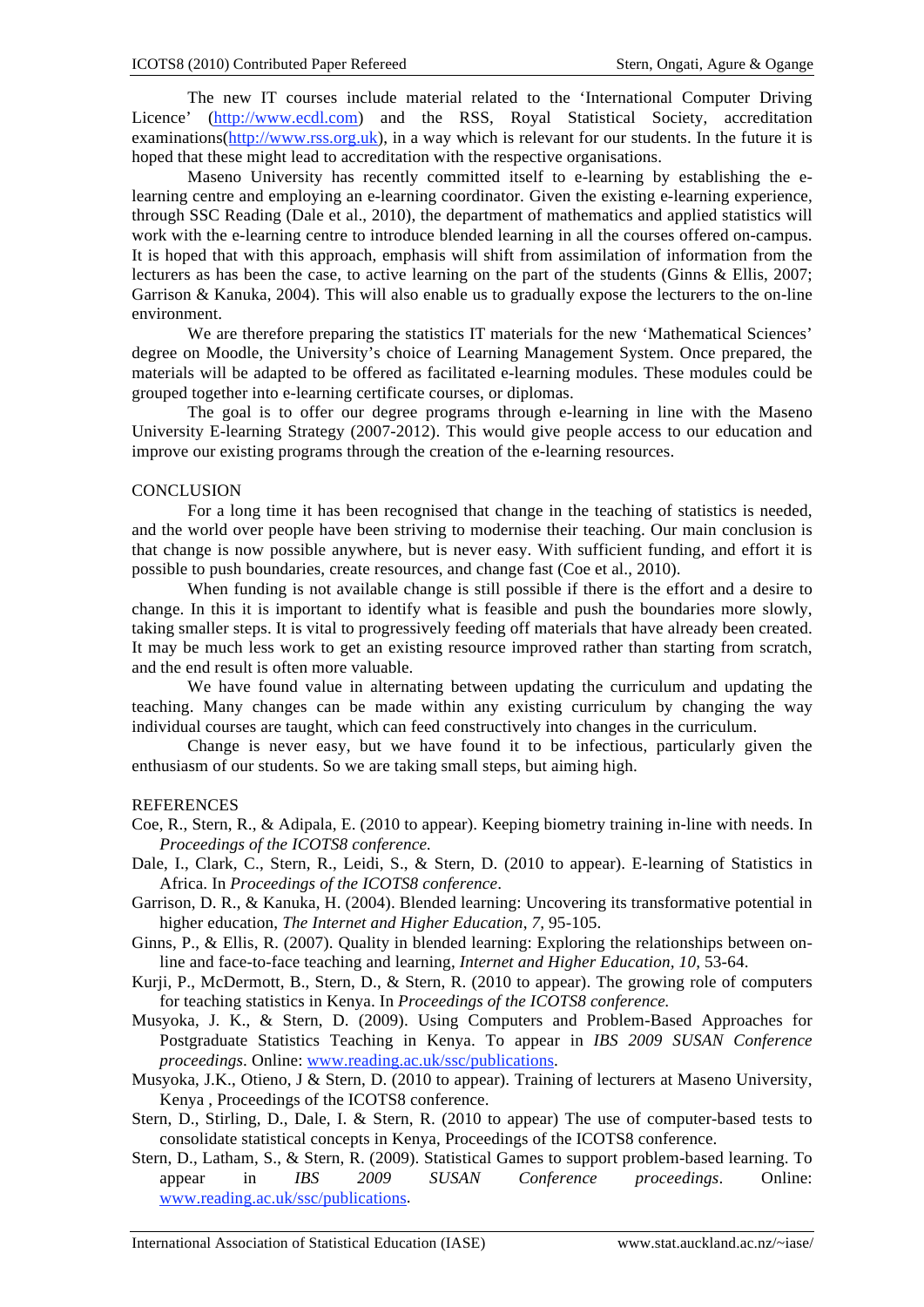The new IT courses include material related to the 'International Computer Driving Licence' (http://www.ecdl.com) and the RSS, Royal Statistical Society, accreditation examinations(http://www.rss.org.uk), in a way which is relevant for our students. In the future it is hoped that these might lead to accreditation with the respective organisations.

Maseno University has recently committed itself to e-learning by establishing the e-learning centre and employing an e-learning coordinator. Given the existing e-learning experience, through SSC Reading (Dale et al., 2010), the department of mathematics and applied statistics will work with the e-learning centre to introduce blended learning in all the courses offered on-campus. It is hoped that with this approach, emphasis will shift from assimilation of information from the lecturers as has been the case, to active learning on the part of the students (Ginns & Ellis, 2007; Garrison & Kanuka, 2004). This will also enable us to gradually expose the lecturers to the on-line environment.

We are therefore preparing the statistics IT materials for the new 'Mathematical Sciences' degree on Moodle, the University's choice of Learning Management System. Once prepared, the materials will be adapted to be offered as facilitated e-learning modules. These modules could be grouped together into e-learning certificate courses, or diplomas.

The goal is to offer our degree programs through e-learning in line with the Maseno University E-learning Strategy (2007-2012). This would give people access to our education and improve our existing programs through the creation of the e-learning resources.

## CONCLUSION

For a long time it has been recognised that change in the teaching of statistics is needed, and the world over people have been striving to modernise their teaching. Our main conclusion is that change is now possible anywhere, but is never easy. With sufficient funding, and effort it is possible to push boundaries, create resources, and change fast (Coe et al., 2010).

When funding is not available change is still possible if there is the effort and a desire to change. In this it is important to identify what is feasible and push the boundaries more slowly, taking smaller steps. It is vital to progressively feeding off materials that have already been created. It may be much less work to get an existing resource improved rather than starting from scratch, and the end result is often more valuable.

We have found value in alternating between updating the curriculum and updating the teaching. Many changes can be made within any existing curriculum by changing the way individual courses are taught, which can feed constructively into changes in the curriculum.

Change is never easy, but we have found it to be infectious, particularly given the enthusiasm of our students. So we are taking small steps, but aiming high.

## REFERENCES

Coe, R., Stern, R., & Adipala, E. (2010 to appear). Keeping biometry training in-line with needs. In *Proceedings of the ICOTS8 conference.*

Dale, I., Clark, C., Stern, R., Leidi, S., & Stern, D. (2010 to appear). E-learning of Statistics in Africa. In *Proceedings of the ICOTS8 conference*.

Garrison, D. R., & Kanuka, H. (2004). Blended learning: Uncovering its transformative potential in higher education, *The Internet and Higher Education, 7,* 95-105.

Ginns, P., & Ellis, R. (2007). Quality in blended learning: Exploring the relationships between on-line and face-to-face teaching and learning, *Internet and Higher Education, 10,* 53-64.

Kurji, P., McDermott, B., Stern, D., & Stern, R. (2010 to appear). The growing role of computers for teaching statistics in Kenya. In *Proceedings of the ICOTS8 conference.*

Musyoka, J. K., & Stern, D. (2009). Using Computers and Problem-Based Approaches for Postgraduate Statistics Teaching in Kenya. To appear in *IBS 2009 SUSAN Conference proceedings*. Online: www.reading.ac.uk/ssc/publications.

Musyoka, J.K., Otieno, J & Stern, D. (2010 to appear). Training of lecturers at Maseno University, Kenya , Proceedings of the ICOTS8 conference.

Stern, D., Stirling, D., Dale, I. & Stern, R. (2010 to appear) The use of computer-based tests to consolidate statistical concepts in Kenya, Proceedings of the ICOTS8 conference.

Stern, D., Latham, S., & Stern, R. (2009). Statistical Games to support problem-based learning. To appear in *IBS 2009 SUSAN Conference proceedings*. Online: www.reading.ac.uk/ssc/publications.